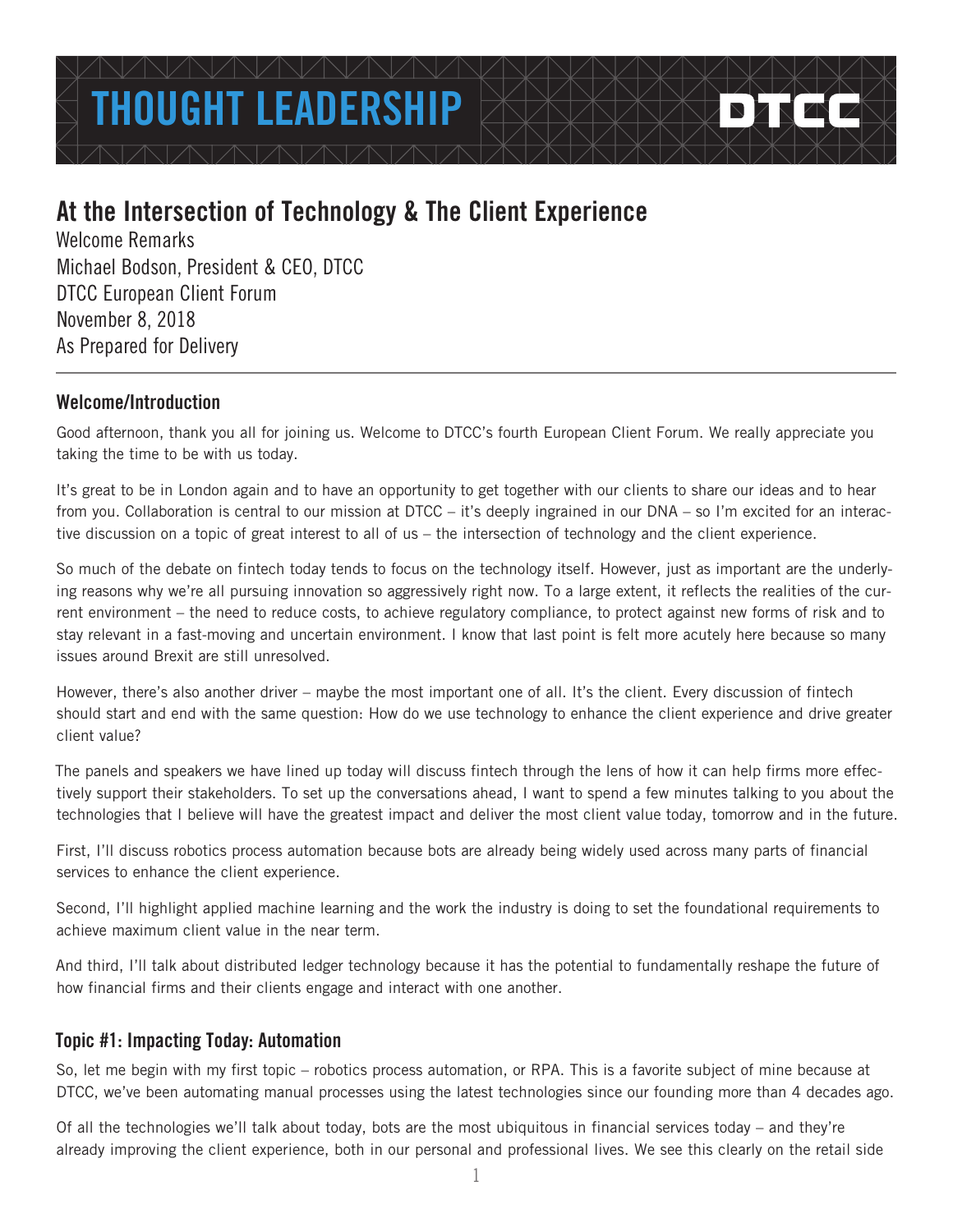# THOUGHT LEADERSHIP

## At the Intersection of Technology & The Client Experience

Welcome Remarks
Michael Bodson, President & CEO, DTCC
DTCC European Client Forum
November 8, 2018
As Prepared for Delivery

### Welcome/Introduction

Good afternoon, thank you all for joining us. Welcome to DTCC's fourth European Client Forum. We really appreciate you taking the time to be with us today.

It's great to be in London again and to have an opportunity to get together with our clients to share our ideas and to hear from you. Collaboration is central to our mission at DTCC – it's deeply ingrained in our DNA – so I'm excited for an interactive discussion on a topic of great interest to all of us – the intersection of technology and the client experience.

So much of the debate on fintech today tends to focus on the technology itself. However, just as important are the underlying reasons why we're all pursuing innovation so aggressively right now. To a large extent, it reflects the realities of the current environment – the need to reduce costs, to achieve regulatory compliance, to protect against new forms of risk and to stay relevant in a fast-moving and uncertain environment. I know that last point is felt more acutely here because so many issues around Brexit are still unresolved.

However, there's also another driver – maybe the most important one of all. It's the client. Every discussion of fintech should start and end with the same question: How do we use technology to enhance the client experience and drive greater client value?

The panels and speakers we have lined up today will discuss fintech through the lens of how it can help firms more effectively support their stakeholders. To set up the conversations ahead, I want to spend a few minutes talking to you about the technologies that I believe will have the greatest impact and deliver the most client value today, tomorrow and in the future.

First, I'll discuss robotics process automation because bots are already being widely used across many parts of financial services to enhance the client experience.

Second, I'll highlight applied machine learning and the work the industry is doing to set the foundational requirements to achieve maximum client value in the near term.

And third, I'll talk about distributed ledger technology because it has the potential to fundamentally reshape the future of how financial firms and their clients engage and interact with one another.

### Topic #1: Impacting Today: Automation

So, let me begin with my first topic – robotics process automation, or RPA. This is a favorite subject of mine because at DTCC, we've been automating manual processes using the latest technologies since our founding more than 4 decades ago.

Of all the technologies we'll talk about today, bots are the most ubiquitous in financial services today – and they're already improving the client experience, both in our personal and professional lives. We see this clearly on the retail side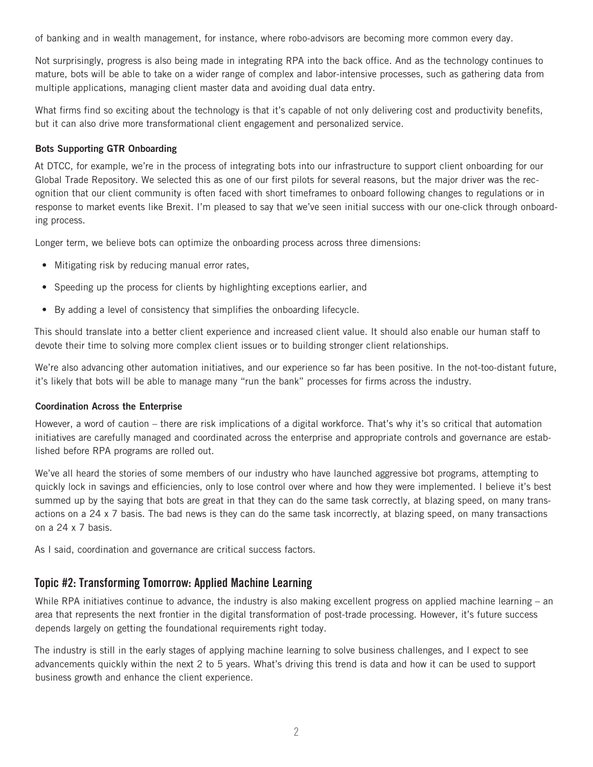of banking and in wealth management, for instance, where robo-advisors are becoming more common every day.

Not surprisingly, progress is also being made in integrating RPA into the back office. And as the technology continues to mature, bots will be able to take on a wider range of complex and labor-intensive processes, such as gathering data from multiple applications, managing client master data and avoiding dual data entry.

What firms find so exciting about the technology is that it's capable of not only delivering cost and productivity benefits, but it can also drive more transformational client engagement and personalized service.

**Bots Supporting GTR Onboarding**

At DTCC, for example, we're in the process of integrating bots into our infrastructure to support client onboarding for our Global Trade Repository. We selected this as one of our first pilots for several reasons, but the major driver was the recognition that our client community is often faced with short timeframes to onboard following changes to regulations or in response to market events like Brexit. I'm pleased to say that we've seen initial success with our one-click through onboarding process.

Longer term, we believe bots can optimize the onboarding process across three dimensions:

- Mitigating risk by reducing manual error rates,
- Speeding up the process for clients by highlighting exceptions earlier, and
- By adding a level of consistency that simplifies the onboarding lifecycle.

This should translate into a better client experience and increased client value. It should also enable our human staff to devote their time to solving more complex client issues or to building stronger client relationships.

We're also advancing other automation initiatives, and our experience so far has been positive. In the not-too-distant future, it's likely that bots will be able to manage many "run the bank" processes for firms across the industry.

**Coordination Across the Enterprise**

However, a word of caution – there are risk implications of a digital workforce. That's why it's so critical that automation initiatives are carefully managed and coordinated across the enterprise and appropriate controls and governance are established before RPA programs are rolled out.

We've all heard the stories of some members of our industry who have launched aggressive bot programs, attempting to quickly lock in savings and efficiencies, only to lose control over where and how they were implemented. I believe it's best summed up by the saying that bots are great in that they can do the same task correctly, at blazing speed, on many transactions on a 24 x 7 basis. The bad news is they can do the same task incorrectly, at blazing speed, on many transactions on a 24 x 7 basis.

As I said, coordination and governance are critical success factors.

## Topic #2: Transforming Tomorrow: Applied Machine Learning

While RPA initiatives continue to advance, the industry is also making excellent progress on applied machine learning – an area that represents the next frontier in the digital transformation of post-trade processing. However, it's future success depends largely on getting the foundational requirements right today.

The industry is still in the early stages of applying machine learning to solve business challenges, and I expect to see advancements quickly within the next 2 to 5 years. What's driving this trend is data and how it can be used to support business growth and enhance the client experience.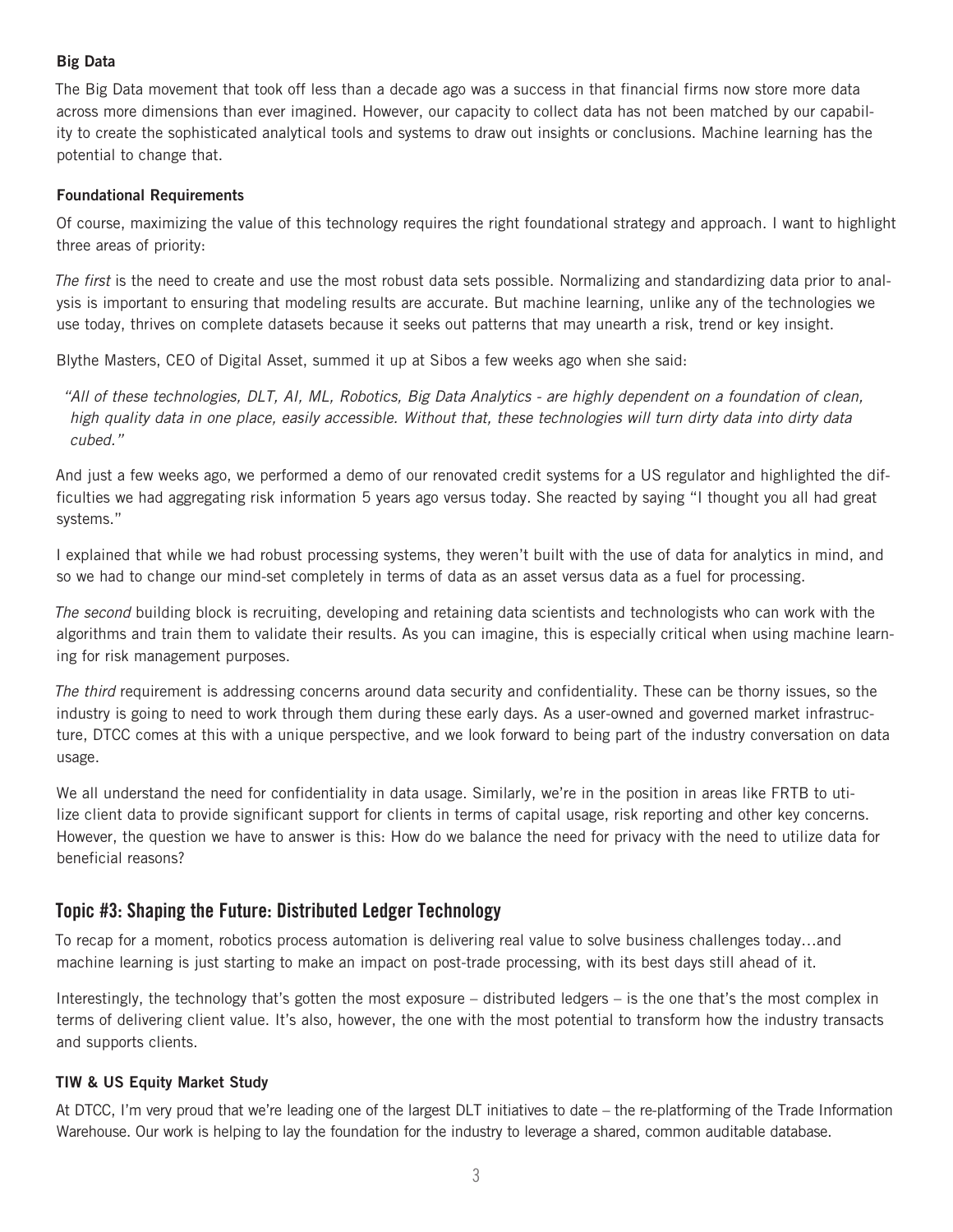### Big Data

The Big Data movement that took off less than a decade ago was a success in that financial firms now store more data across more dimensions than ever imagined. However, our capacity to collect data has not been matched by our capability to create the sophisticated analytical tools and systems to draw out insights or conclusions. Machine learning has the potential to change that.

### Foundational Requirements

Of course, maximizing the value of this technology requires the right foundational strategy and approach. I want to highlight three areas of priority:

*The first* is the need to create and use the most robust data sets possible. Normalizing and standardizing data prior to analysis is important to ensuring that modeling results are accurate. But machine learning, unlike any of the technologies we use today, thrives on complete datasets because it seeks out patterns that may unearth a risk, trend or key insight.

Blythe Masters, CEO of Digital Asset, summed it up at Sibos a few weeks ago when she said:

> *"All of these technologies, DLT, AI, ML, Robotics, Big Data Analytics - are highly dependent on a foundation of clean, high quality data in one place, easily accessible. Without that, these technologies will turn dirty data into dirty data cubed."*

And just a few weeks ago, we performed a demo of our renovated credit systems for a US regulator and highlighted the difficulties we had aggregating risk information 5 years ago versus today. She reacted by saying "I thought you all had great systems."

I explained that while we had robust processing systems, they weren't built with the use of data for analytics in mind, and so we had to change our mind-set completely in terms of data as an asset versus data as a fuel for processing.

*The second* building block is recruiting, developing and retaining data scientists and technologists who can work with the algorithms and train them to validate their results. As you can imagine, this is especially critical when using machine learning for risk management purposes.

*The third* requirement is addressing concerns around data security and confidentiality. These can be thorny issues, so the industry is going to need to work through them during these early days. As a user-owned and governed market infrastructure, DTCC comes at this with a unique perspective, and we look forward to being part of the industry conversation on data usage.

We all understand the need for confidentiality in data usage. Similarly, we're in the position in areas like FRTB to utilize client data to provide significant support for clients in terms of capital usage, risk reporting and other key concerns. However, the question we have to answer is this: How do we balance the need for privacy with the need to utilize data for beneficial reasons?

## Topic #3: Shaping the Future: Distributed Ledger Technology

To recap for a moment, robotics process automation is delivering real value to solve business challenges today…and machine learning is just starting to make an impact on post-trade processing, with its best days still ahead of it.

Interestingly, the technology that's gotten the most exposure – distributed ledgers – is the one that's the most complex in terms of delivering client value. It's also, however, the one with the most potential to transform how the industry transacts and supports clients.

### TIW & US Equity Market Study

At DTCC, I'm very proud that we're leading one of the largest DLT initiatives to date – the re-platforming of the Trade Information Warehouse. Our work is helping to lay the foundation for the industry to leverage a shared, common auditable database.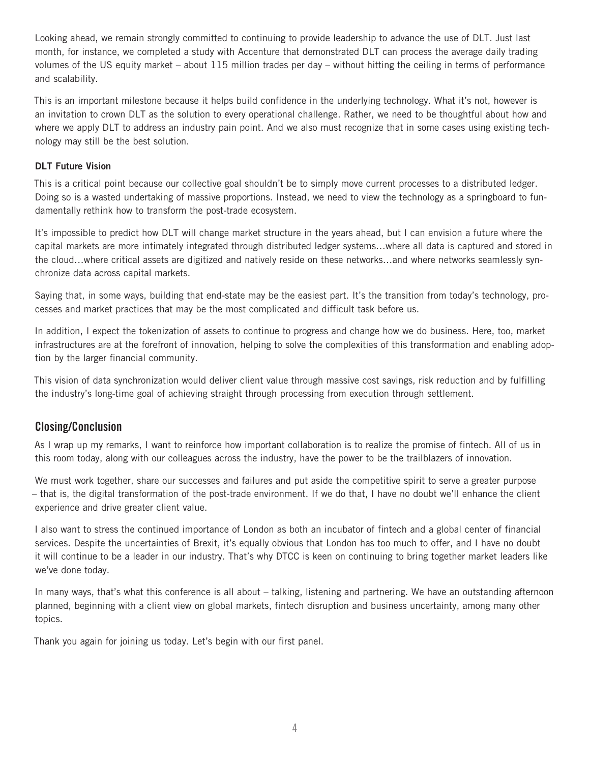Looking ahead, we remain strongly committed to continuing to provide leadership to advance the use of DLT. Just last month, for instance, we completed a study with Accenture that demonstrated DLT can process the average daily trading volumes of the US equity market – about 115 million trades per day – without hitting the ceiling in terms of performance and scalability.

This is an important milestone because it helps build confidence in the underlying technology. What it's not, however is an invitation to crown DLT as the solution to every operational challenge. Rather, we need to be thoughtful about how and where we apply DLT to address an industry pain point. And we also must recognize that in some cases using existing technology may still be the best solution.

**DLT Future Vision**

This is a critical point because our collective goal shouldn't be to simply move current processes to a distributed ledger. Doing so is a wasted undertaking of massive proportions. Instead, we need to view the technology as a springboard to fundamentally rethink how to transform the post-trade ecosystem.

It's impossible to predict how DLT will change market structure in the years ahead, but I can envision a future where the capital markets are more intimately integrated through distributed ledger systems…where all data is captured and stored in the cloud…where critical assets are digitized and natively reside on these networks…and where networks seamlessly synchronize data across capital markets.

Saying that, in some ways, building that end-state may be the easiest part. It's the transition from today's technology, processes and market practices that may be the most complicated and difficult task before us.

In addition, I expect the tokenization of assets to continue to progress and change how we do business. Here, too, market infrastructures are at the forefront of innovation, helping to solve the complexities of this transformation and enabling adoption by the larger financial community.

This vision of data synchronization would deliver client value through massive cost savings, risk reduction and by fulfilling the industry's long-time goal of achieving straight through processing from execution through settlement.

## Closing/Conclusion

As I wrap up my remarks, I want to reinforce how important collaboration is to realize the promise of fintech. All of us in this room today, along with our colleagues across the industry, have the power to be the trailblazers of innovation.

We must work together, share our successes and failures and put aside the competitive spirit to serve a greater purpose – that is, the digital transformation of the post-trade environment. If we do that, I have no doubt we'll enhance the client experience and drive greater client value.

I also want to stress the continued importance of London as both an incubator of fintech and a global center of financial services. Despite the uncertainties of Brexit, it's equally obvious that London has too much to offer, and I have no doubt it will continue to be a leader in our industry. That's why DTCC is keen on continuing to bring together market leaders like we've done today.

In many ways, that's what this conference is all about – talking, listening and partnering. We have an outstanding afternoon planned, beginning with a client view on global markets, fintech disruption and business uncertainty, among many other topics.

Thank you again for joining us today. Let's begin with our first panel.